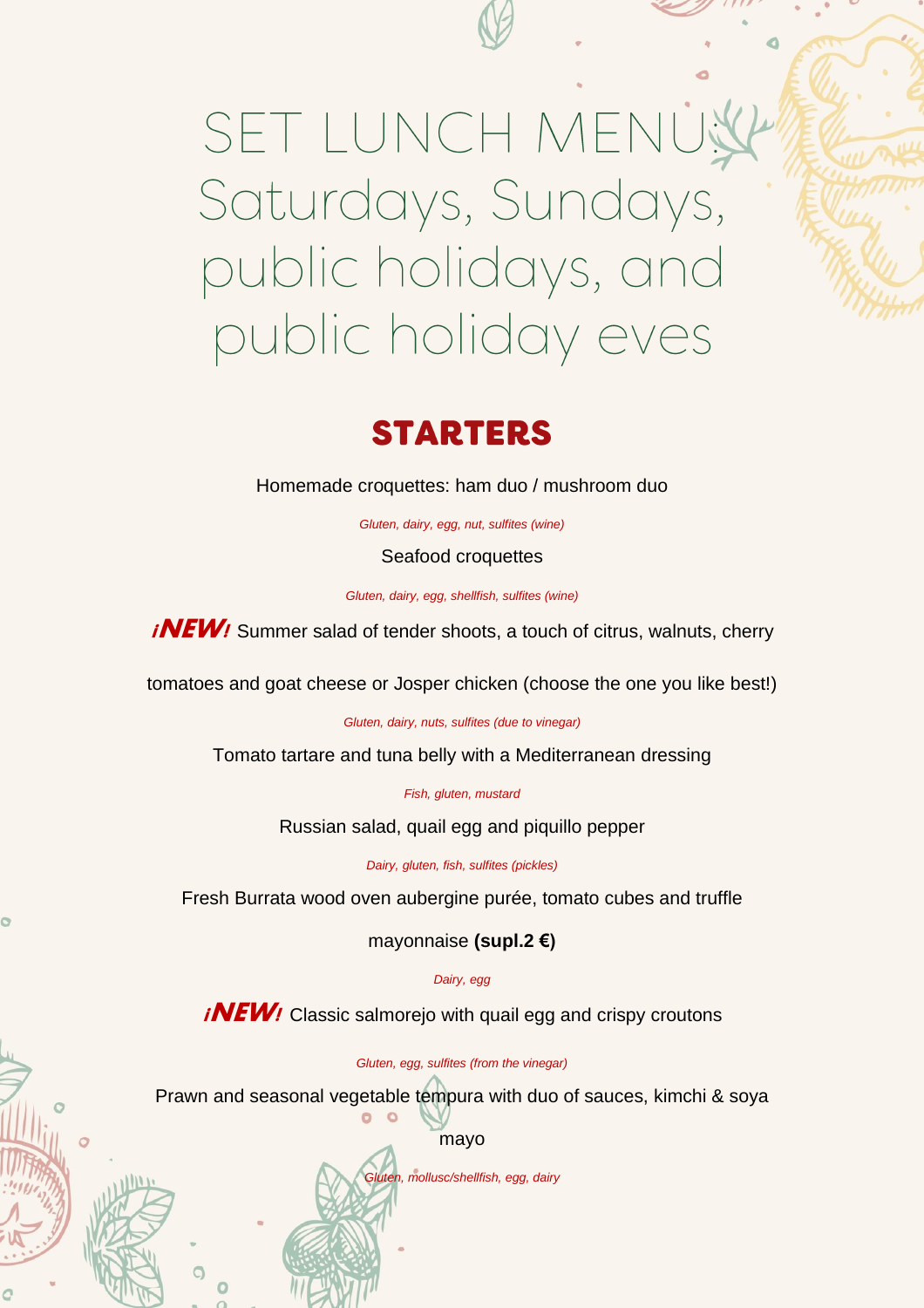# SET LUNCH MENU: Saturdays, Sundays, public holidays, and public holiday eves

## STARTERS

Homemade croquettes: ham duo / mushroom duo

*Gluten, dairy, egg, nut, sulfites (wine)*

Seafood croquettes

*Gluten, dairy, egg, shellfish, sulfites (wine)*

**¡NEW!** Summer salad of tender shoots, a touch of citrus, walnuts, cherry tomatoes and goat cheese or Josper chicken (choose the one you like best!)

*Gluten, dairy, nuts, sulfites (due to vinegar)*

Tomato tartare and tuna belly with a Mediterranean dressing

*Fish, gluten, mustard*

Russian salad, quail egg and piquillo pepper

*Dairy, gluten, fish, sulfites (pickles)*

Fresh Burrata wood oven aubergine purée, tomato cubes and truffle mayonnaise **(supl.2 €)**

*Dairy, egg*

**¡NEW!** Classic salmorejo with quail egg and crispy croutons

*Gluten, egg, sulfites (from the vinegar)*

Prawn and seasonal vegetable tempura with duo of sauces, kimchi & soya mayo

*Gluten, mollusc/shellfish, egg, dairy*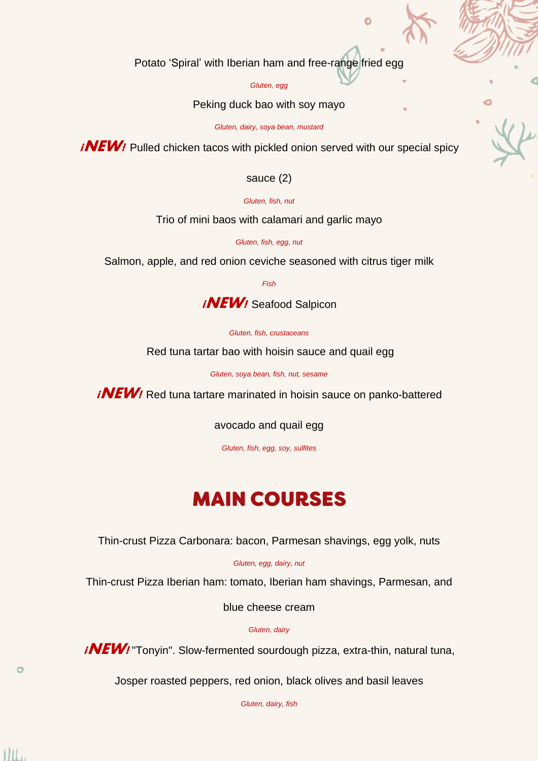Potato 'Spiral' with Iberian ham and free-range fried egg

*Gluten, egg*

Peking duck bao with soy mayo

*Gluten, dairy, soya bean, mustard*

**¡NEW!** Pulled chicken tacos with pickled onion served with our special spicy sauce (2)

*Gluten, fish, nut*

Trio of mini baos with calamari and garlic mayo

*Gluten, fish, egg, nut*

Salmon, apple, and red onion ceviche seasoned with citrus tiger milk

*Fish*

**¡NEW!** Seafood Salpicon

*Gluten, fish, crustaceans*

Red tuna tartar bao with hoisin sauce and quail egg

*Gluten, soya bean, fish, nut, sesame*

**¡NEW!** Red tuna tartare marinated in hoisin sauce on panko-battered avocado and quail egg

*Gluten, fish, egg, soy, sulfites*

## MAIN COURSES

Thin-crust Pizza Carbonara: bacon, Parmesan shavings, egg yolk, nuts

*Gluten, egg, dairy, nut*

Thin-crust Pizza Iberian ham: tomato, Iberian ham shavings, Parmesan, and blue cheese cream

*Gluten, dairy*

**¡NEW!** "Tonyin". Slow-fermented sourdough pizza, extra-thin, natural tuna, Josper roasted peppers, red onion, black olives and basil leaves

*Gluten, dairy, fish*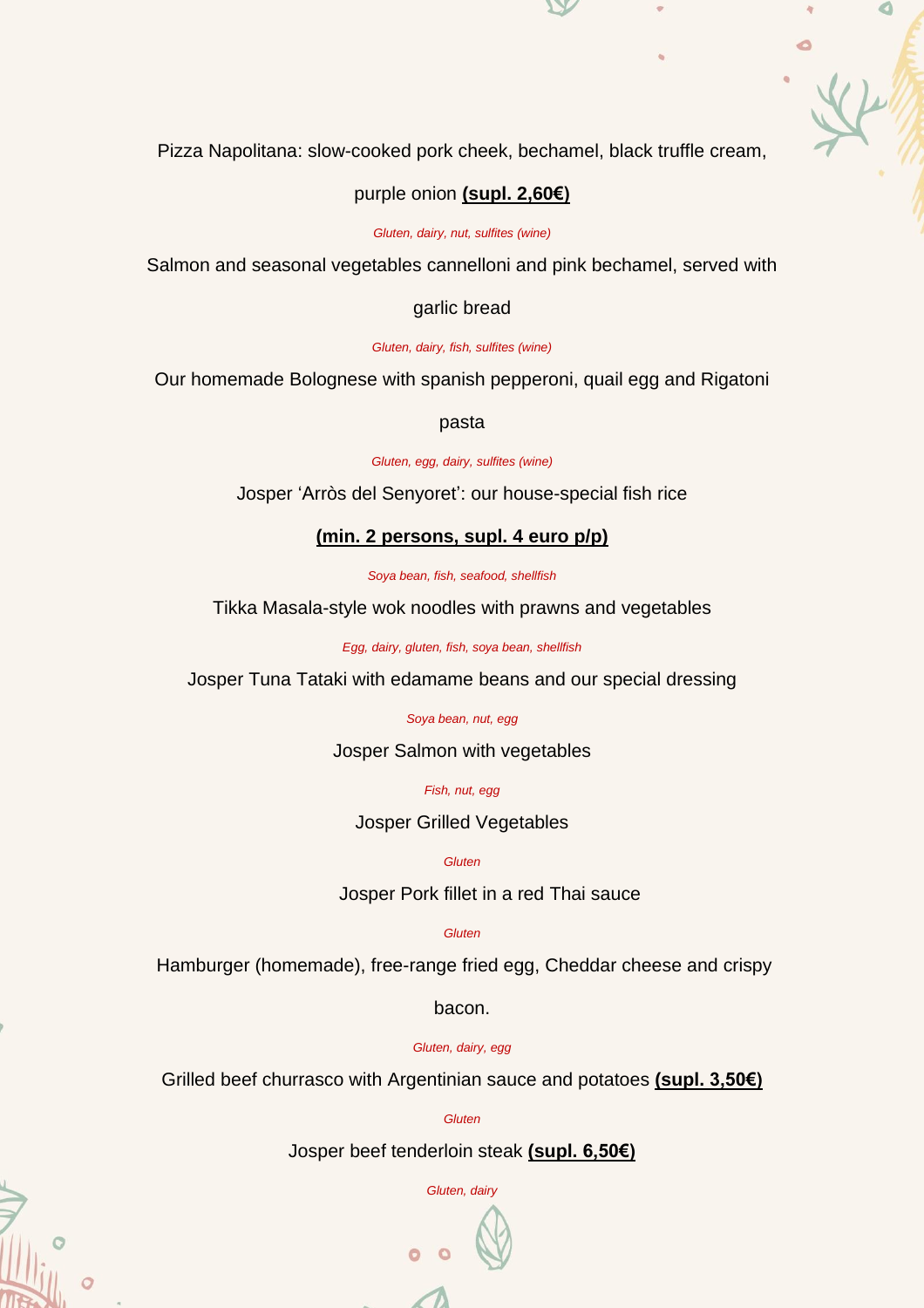Pizza Napolitana: slow-cooked pork cheek, bechamel, black truffle cream, purple onion **(supl. 2,60€)**

*Gluten, dairy, nut, sulfites (wine)*

Salmon and seasonal vegetables cannelloni and pink bechamel, served with garlic bread

*Gluten, dairy, fish, sulfites (wine)*

Our homemade Bolognese with spanish pepperoni, quail egg and Rigatoni pasta

*Gluten, egg, dairy, sulfites (wine)*

Josper 'Arròs del Senyoret': our house-special fish rice

**(min. 2 persons, supl. 4 euro p/p)**

*Soya bean, fish, seafood, shellfish*

Tikka Masala-style wok noodles with prawns and vegetables

*Egg, dairy, gluten, fish, soya bean, shellfish*

Josper Tuna Tataki with edamame beans and our special dressing

*Soya bean, nut, egg*

Josper Salmon with vegetables

*Fish, nut, egg*

Josper Grilled Vegetables

*Gluten*

Josper Pork fillet in a red Thai sauce

*Gluten*

Hamburger (homemade), free-range fried egg, Cheddar cheese and crispy bacon.

*Gluten, dairy, egg*

Grilled beef churrasco with Argentinian sauce and potatoes **(supl. 3,50€)**

*Gluten*

Josper beef tenderloin steak **(supl. 6,50€)**

*Gluten, dairy*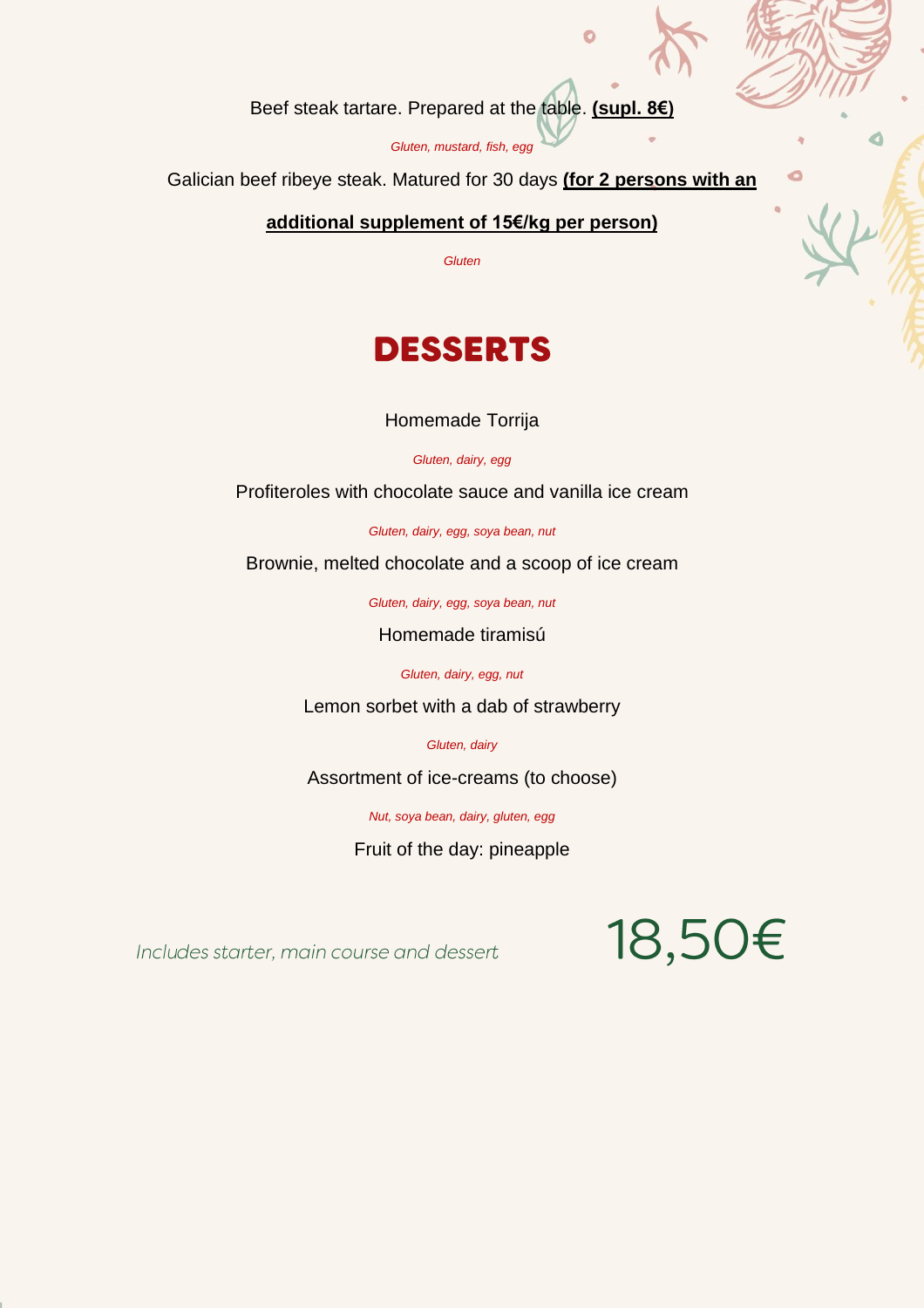Beef steak tartare. Prepared at the table. **(supl. 8€)**

*Gluten, mustard, fish, egg*

Galician beef ribeye steak. Matured for 30 days **(for 2 persons with an additional supplement of 15€/kg per person)**

*Gluten*

## DESSERTS

Homemade Torrija

*Gluten, dairy, egg*

Profiteroles with chocolate sauce and vanilla ice cream

*Gluten, dairy, egg, soya bean, nut*

Brownie, melted chocolate and a scoop of ice cream

*Gluten, dairy, egg, soya bean, nut*

Homemade tiramisú

*Gluten, dairy, egg, nut*

Lemon sorbet with a dab of strawberry

*Gluten, dairy*

Assortment of ice-creams (to choose)

*Nut, soya bean, dairy, gluten, egg*

Fruit of the day: pineapple

*Includes starter, main course and dessert* 18,50€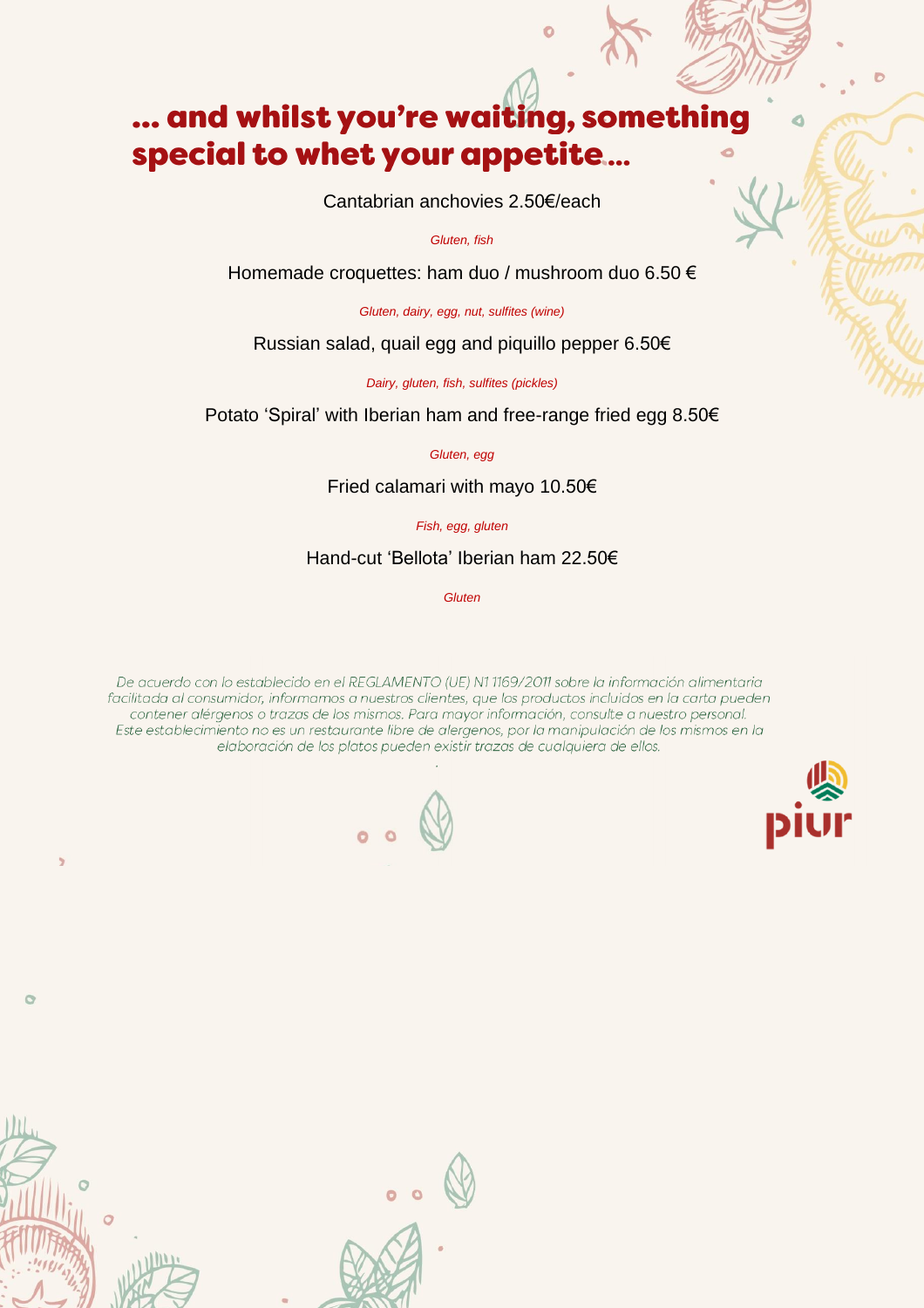# ... and whilst you're waiting, something special to whet your appetite...

Cantabrian anchovies 2.50€/each

*Gluten, fish*

Homemade croquettes: ham duo / mushroom duo 6.50 €

*Gluten, dairy, egg, nut, sulfites (wine)*

Russian salad, quail egg and piquillo pepper 6.50€

*Dairy, gluten, fish, sulfites (pickles)*

Potato 'Spiral' with Iberian ham and free-range fried egg 8.50€

*Gluten, egg*

Fried calamari with mayo 10.50€

*Fish, egg, gluten*

Hand-cut 'Bellota' Iberian ham 22.50€

*Gluten*

*De acuerdo con lo establecido en el REGLAMENTO (UE) N1 1169/2011 sobre la información alimentaria facilitada al consumidor, informamos a nuestros clientes, que los productos incluidos en la carta pueden contener alérgenos o trazas de los mismos. Para mayor información, consulte a nuestro personal. Este establecimiento no es un restaurante libre de alergenos, por la manipulación de los mismos en la elaboración de los platos pueden existir trazas de cualquiera de ellos.*

piur